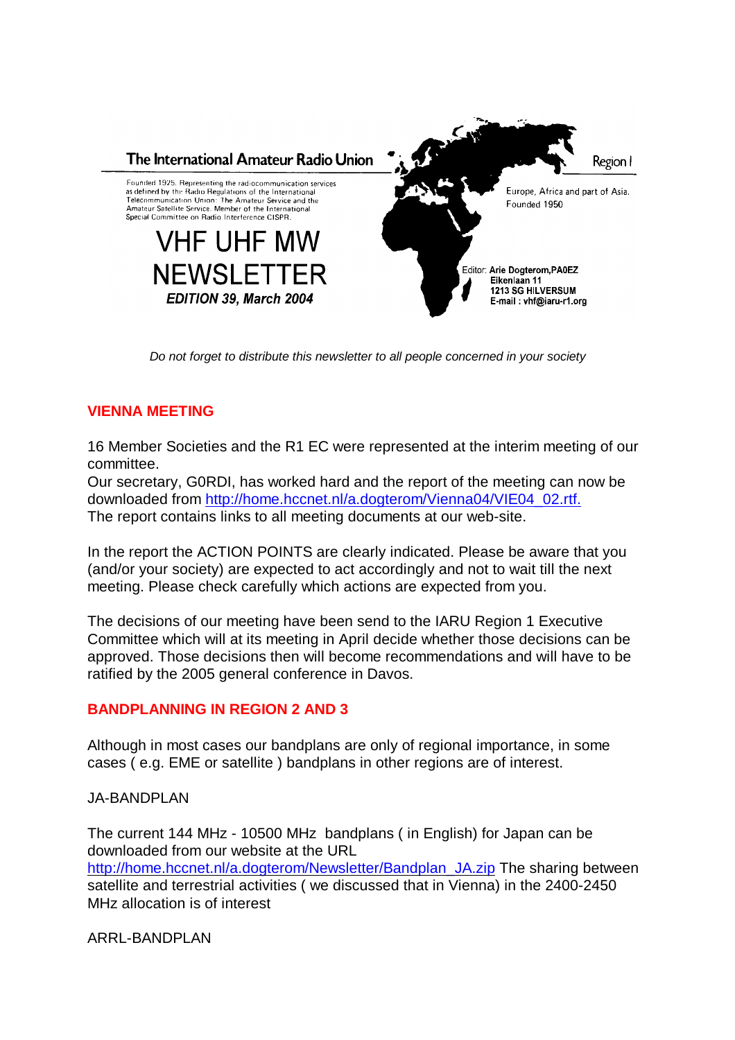The International Amateur Radio Union

Region I

Founded 1925. Representing the radiocommunication services as defined by the Radio Regulations of the International Telecommunication Union: The Amateur Service and the Amateur Satellite Service. Member of the International Special Committee on Radio Interference CISPR.

Europe, Africa and part of Asia.
Founded 1950

# VHF UHF MW NEWSLETTER

***EDITION 39, March 2004***

Editor: **Arie Dogterom,PA0EZ**
**Eikenlaan 11**
**1213 SG HILVERSUM**
**E-mail : vhf@iaru-r1.org**

*Do not forget to distribute this newsletter to all people concerned in your society*

## VIENNA MEETING

16 Member Societies and the R1 EC were represented at the interim meeting of our committee.
Our secretary, G0RDI, has worked hard and the report of the meeting can now be downloaded from http://home.hccnet.nl/a.dogterom/Vienna04/VIE04_02.rtf.
The report contains links to all meeting documents at our web-site.

In the report the ACTION POINTS are clearly indicated. Please be aware that you (and/or your society) are expected to act accordingly and not to wait till the next meeting. Please check carefully which actions are expected from you.

The decisions of our meeting have been send to the IARU Region 1 Executive Committee which will at its meeting in April decide whether those decisions can be approved. Those decisions then will become recommendations and will have to be ratified by the 2005 general conference in Davos.

## BANDPLANNING IN REGION 2 AND 3

Although in most cases our bandplans are only of regional importance, in some cases ( e.g. EME or satellite ) bandplans in other regions are of interest.

JA-BANDPLAN

The current 144 MHz - 10500 MHz bandplans ( in English) for Japan can be downloaded from our website at the URL http://home.hccnet.nl/a.dogterom/Newsletter/Bandplan_JA.zip The sharing between satellite and terrestrial activities ( we discussed that in Vienna) in the 2400-2450 MHz allocation is of interest

ARRL-BANDPLAN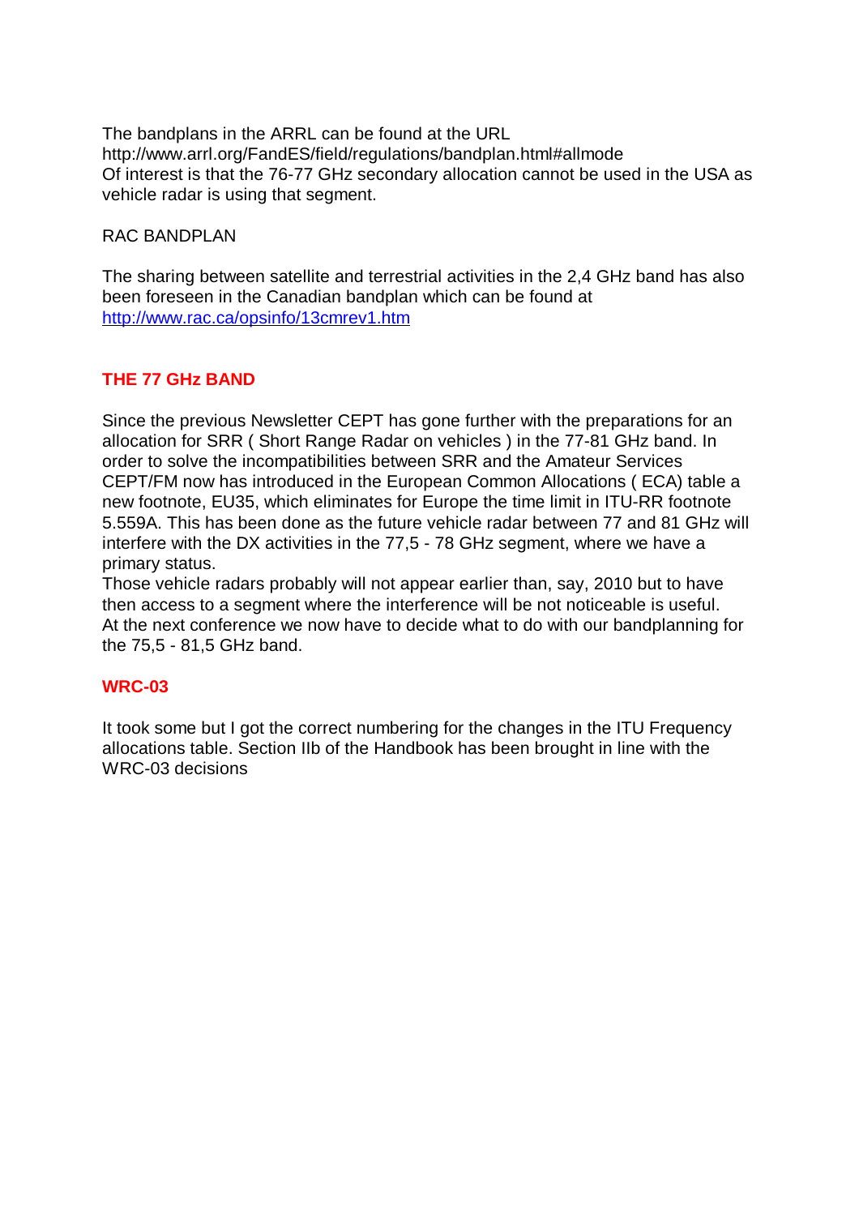The bandplans in the ARRL can be found at the URL
http://www.arrl.org/FandES/field/regulations/bandplan.html#allmode
Of interest is that the 76-77 GHz secondary allocation cannot be used in the USA as vehicle radar is using that segment.

RAC BANDPLAN

The sharing between satellite and terrestrial activities in the 2,4 GHz band has also been foreseen in the Canadian bandplan which can be found at
http://www.rac.ca/opsinfo/13cmrev1.htm

## THE 77 GHz BAND

Since the previous Newsletter CEPT has gone further with the preparations for an allocation for SRR ( Short Range Radar on vehicles ) in the 77-81 GHz band. In order to solve the incompatibilities between SRR and the Amateur Services CEPT/FM now has introduced in the European Common Allocations ( ECA) table a new footnote, EU35, which eliminates for Europe the time limit in ITU-RR footnote 5.559A. This has been done as the future vehicle radar between 77 and 81 GHz will interfere with the DX activities in the 77,5 - 78 GHz segment, where we have a primary status.
Those vehicle radars probably will not appear earlier than, say, 2010 but to have then access to a segment where the interference will be not noticeable is useful.
At the next conference we now have to decide what to do with our bandplanning for the 75,5 - 81,5 GHz band.

## WRC-03

It took some but I got the correct numbering for the changes in the ITU Frequency allocations table. Section IIb of the Handbook has been brought in line with the WRC-03 decisions